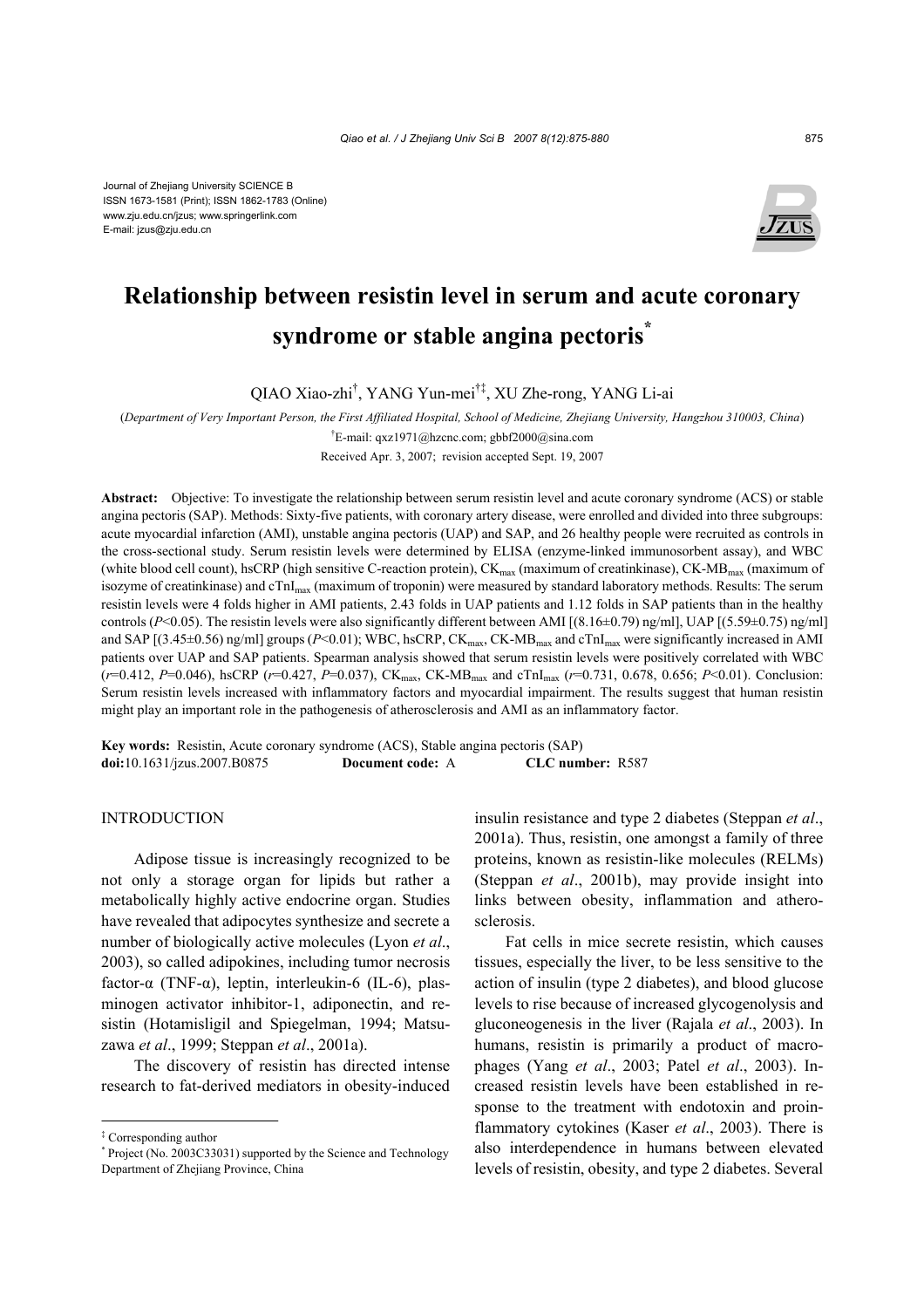Journal of Zhejiang University SCIENCE B
ISSN 1673-1581 (Print); ISSN 1862-1783 (Online)
www.zju.edu.cn/jzus; www.springerlink.com
E-mail: jzus@zju.edu.cn

# Relationship between resistin level in serum and acute coronary syndrome or stable angina pectoris*

QIAO Xiao-zhi[†], YANG Yun-mei[†‡], XU Zhe-rong, YANG Li-ai

(*Department of Very Important Person, the First Affiliated Hospital, School of Medicine, Zhejiang University, Hangzhou 310003, China*)

[†]E-mail: qxz1971@hzcnc.com; gbbf2000@sina.com

Received Apr. 3, 2007; revision accepted Sept. 19, 2007

**Abstract:** Objective: To investigate the relationship between serum resistin level and acute coronary syndrome (ACS) or stable angina pectoris (SAP). Methods: Sixty-five patients, with coronary artery disease, were enrolled and divided into three subgroups: acute myocardial infarction (AMI), unstable angina pectoris (UAP) and SAP, and 26 healthy people were recruited as controls in the cross-sectional study. Serum resistin levels were determined by ELISA (enzyme-linked immunosorbent assay), and WBC (white blood cell count), hsCRP (high sensitive C-reaction protein), $CK_{max}$ (maximum of creatinkinase), $CK\text{-}MB_{max}$ (maximum of isozyme of creatinkinase) and $cTnI_{max}$ (maximum of troponin) were measured by standard laboratory methods. Results: The serum resistin levels were 4 folds higher in AMI patients, 2.43 folds in UAP patients and 1.12 folds in SAP patients than in the healthy controls ($P<0.05$). The resistin levels were also significantly different between AMI [(8.16±0.79) ng/ml], UAP [(5.59±0.75) ng/ml] and SAP [(3.45±0.56) ng/ml] groups ($P<0.01$); WBC, hsCRP, $CK_{max}$, $CK\text{-}MB_{max}$ and $cTnI_{max}$ were significantly increased in AMI patients over UAP and SAP patients. Spearman analysis showed that serum resistin levels were positively correlated with WBC ($r=0.412$, $P=0.046$), hsCRP ($r=0.427$, $P=0.037$), $CK_{max}$, $CK\text{-}MB_{max}$ and $cTnI_{max}$ ($r=0.731$, 0.678, 0.656; $P<0.01$). Conclusion: Serum resistin levels increased with inflammatory factors and myocardial impairment. The results suggest that human resistin might play an important role in the pathogenesis of atherosclerosis and AMI as an inflammatory factor.

**Key words:** Resistin, Acute coronary syndrome (ACS), Stable angina pectoris (SAP)
**doi:**10.1631/jzus.2007.B0875 **Document code:** A **CLC number:** R587

## INTRODUCTION

Adipose tissue is increasingly recognized to be not only a storage organ for lipids but rather a metabolically highly active endocrine organ. Studies have revealed that adipocytes synthesize and secrete a number of biologically active molecules (Lyon *et al*., 2003), so called adipokines, including tumor necrosis factor-α (TNF-α), leptin, interleukin-6 (IL-6), plasminogen activator inhibitor-1, adiponectin, and resistin (Hotamisligil and Spiegelman, 1994; Matsuzawa *et al*., 1999; Steppan *et al*., 2001a).

The discovery of resistin has directed intense research to fat-derived mediators in obesity-induced insulin resistance and type 2 diabetes (Steppan *et al*., 2001a). Thus, resistin, one amongst a family of three proteins, known as resistin-like molecules (RELMs) (Steppan *et al*., 2001b), may provide insight into links between obesity, inflammation and atherosclerosis.

Fat cells in mice secrete resistin, which causes tissues, especially the liver, to be less sensitive to the action of insulin (type 2 diabetes), and blood glucose levels to rise because of increased glycogenolysis and gluconeogenesis in the liver (Rajala *et al*., 2003). In humans, resistin is primarily a product of macrophages (Yang *et al*., 2003; Patel *et al*., 2003). Increased resistin levels have been established in response to the treatment with endotoxin and proinflammatory cytokines (Kaser *et al*., 2003). There is also interdependence in humans between elevated levels of resistin, obesity, and type 2 diabetes. Several

---

[‡] Corresponding author
[*] Project (No. 2003C33031) supported by the Science and Technology Department of Zhejiang Province, China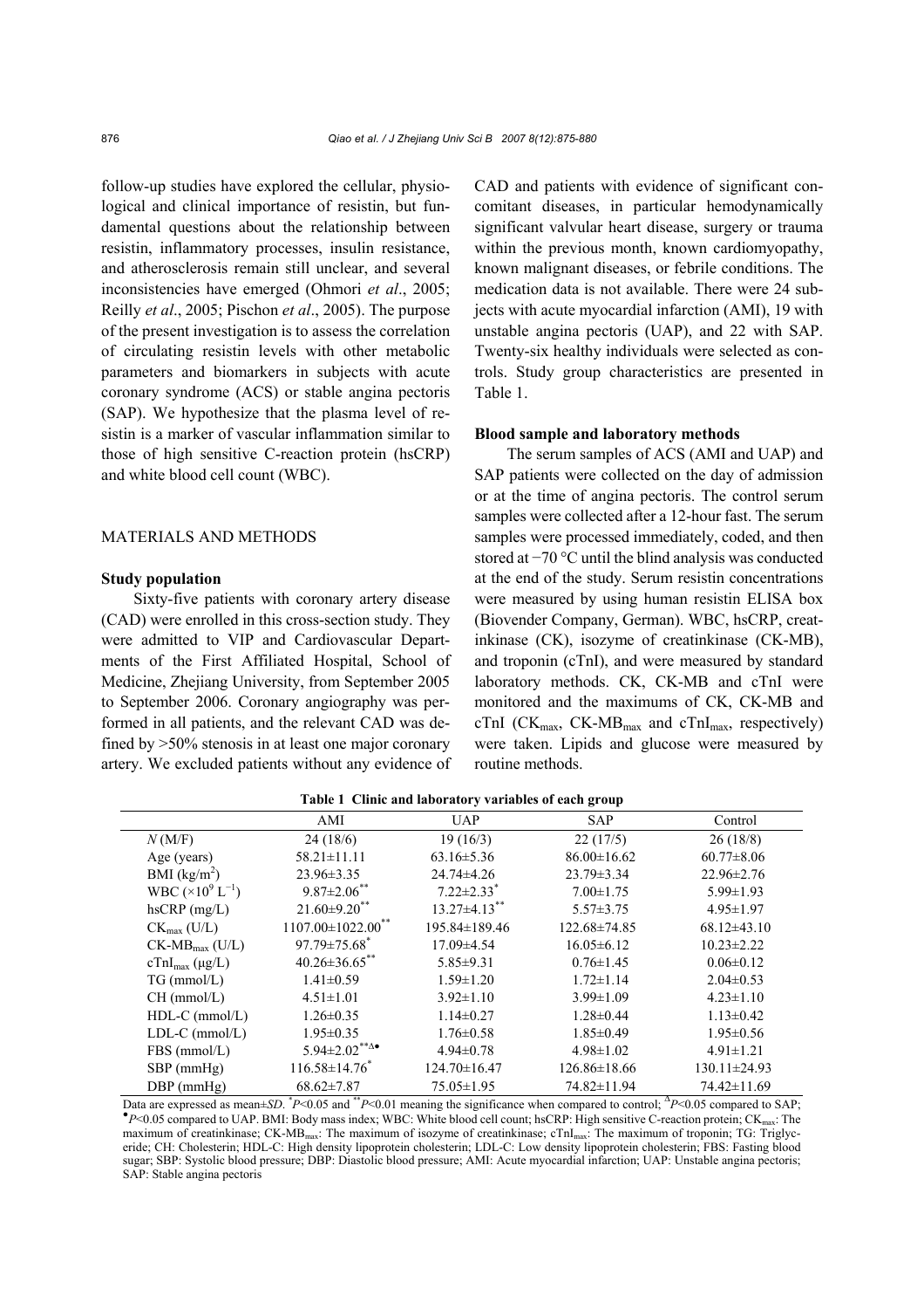follow-up studies have explored the cellular, physiological and clinical importance of resistin, but fundamental questions about the relationship between resistin, inflammatory processes, insulin resistance, and atherosclerosis remain still unclear, and several inconsistencies have emerged (Ohmori *et al*., 2005; Reilly *et al*., 2005; Pischon *et al*., 2005). The purpose of the present investigation is to assess the correlation of circulating resistin levels with other metabolic parameters and biomarkers in subjects with acute coronary syndrome (ACS) or stable angina pectoris (SAP). We hypothesize that the plasma level of resistin is a marker of vascular inflammation similar to those of high sensitive C-reaction protein (hsCRP) and white blood cell count (WBC).

## MATERIALS AND METHODS

### Study population

Sixty-five patients with coronary artery disease (CAD) were enrolled in this cross-section study. They were admitted to VIP and Cardiovascular Departments of the First Affiliated Hospital, School of Medicine, Zhejiang University, from September 2005 to September 2006. Coronary angiography was performed in all patients, and the relevant CAD was defined by >50% stenosis in at least one major coronary artery. We excluded patients without any evidence of CAD and patients with evidence of significant concomitant diseases, in particular hemodynamically significant valvular heart disease, surgery or trauma within the previous month, known cardiomyopathy, known malignant diseases, or febrile conditions. The medication data is not available. There were 24 subjects with acute myocardial infarction (AMI), 19 with unstable angina pectoris (UAP), and 22 with SAP. Twenty-six healthy individuals were selected as controls. Study group characteristics are presented in Table 1.

### Blood sample and laboratory methods

The serum samples of ACS (AMI and UAP) and SAP patients were collected on the day of admission or at the time of angina pectoris. The control serum samples were collected after a 12-hour fast. The serum samples were processed immediately, coded, and then stored at −70 °C until the blind analysis was conducted at the end of the study. Serum resistin concentrations were measured by using human resistin ELISA box (Biovender Company, German). WBC, hsCRP, creatinkinase (CK), isozyme of creatinkinase (CK-MB), and troponin (cTnI), and were measured by standard laboratory methods. CK, CK-MB and cTnI were monitored and the maximums of CK, CK-MB and cTnI ($CK_{max}$, $CK\text{-}MB_{max}$ and $cTnI_{max}$, respectively) were taken. Lipids and glucose were measured by routine methods.

**Table 1 Clinic and laboratory variables of each group**

| | AMI | UAP | SAP | Control |
|---|---|---|---|---|
| *N* (M/F) | 24 (18/6) | 19 (16/3) | 22 (17/5) | 26 (18/8) |
| Age (years) | 58.21±11.11 | 63.16±5.36 | 86.00±16.62 | 60.77±8.06 |
| BMI (kg/m$^2$) | 23.96±3.35 | 24.74±4.26 | 23.79±3.34 | 22.96±2.76 |
| WBC ($\times10^9$ L$^{-1}$) | 9.87±2.06$^{**}$ | 7.22±2.33$^{*}$ | 7.00±1.75 | 5.99±1.93 |
| hsCRP (mg/L) | 21.60±9.20$^{**}$ | 13.27±4.13$^{**}$ | 5.57±3.75 | 4.95±1.97 |
| $CK_{max}$ (U/L) | 1107.00±1022.00$^{**}$ | 195.84±189.46 | 122.68±74.85 | 68.12±43.10 |
| $CK\text{-}MB_{max}$ (U/L) | 97.79±75.68$^{*}$ | 17.09±4.54 | 16.05±6.12 | 10.23±2.22 |
| $cTnI_{max}$ (μg/L) | 40.26±36.65$^{**}$ | 5.85±9.31 | 0.76±1.45 | 0.06±0.12 |
| TG (mmol/L) | 1.41±0.59 | 1.59±1.20 | 1.72±1.14 | 2.04±0.53 |
| CH (mmol/L) | 4.51±1.01 | 3.92±1.10 | 3.99±1.09 | 4.23±1.10 |
| HDL-C (mmol/L) | 1.26±0.35 | 1.14±0.27 | 1.28±0.44 | 1.13±0.42 |
| LDL-C (mmol/L) | 1.95±0.35 | 1.76±0.58 | 1.85±0.49 | 1.95±0.56 |
| FBS (mmol/L) | 5.94±2.02$^{**\Delta\bullet}$ | 4.94±0.78 | 4.98±1.02 | 4.91±1.21 |
| SBP (mmHg) | 116.58±14.76$^{*}$ | 124.70±16.47 | 126.86±18.66 | 130.11±24.93 |
| DBP (mmHg) | 68.62±7.87 | 75.05±1.95 | 74.82±11.94 | 74.42±11.69 |

Data are expressed as mean±*SD*. $^{*}P$<0.05 and $^{**}P$<0.01 meaning the significance when compared to control; $^{\Delta}P$<0.05 compared to SAP; $^{\bullet}P$<0.05 compared to UAP. BMI: Body mass index; WBC: White blood cell count; hsCRP: High sensitive C-reaction protein; $CK_{max}$: The maximum of creatinkinase; $CK\text{-}MB_{max}$: The maximum of isozyme of creatinkinase; $cTnI_{max}$: The maximum of troponin; TG: Triglyceride; CH: Cholesterin; HDL-C: High density lipoprotein cholesterin; LDL-C: Low density lipoprotein cholesterin; FBS: Fasting blood sugar; SBP: Systolic blood pressure; DBP: Diastolic blood pressure; AMI: Acute myocardial infarction; UAP: Unstable angina pectoris; SAP: Stable angina pectoris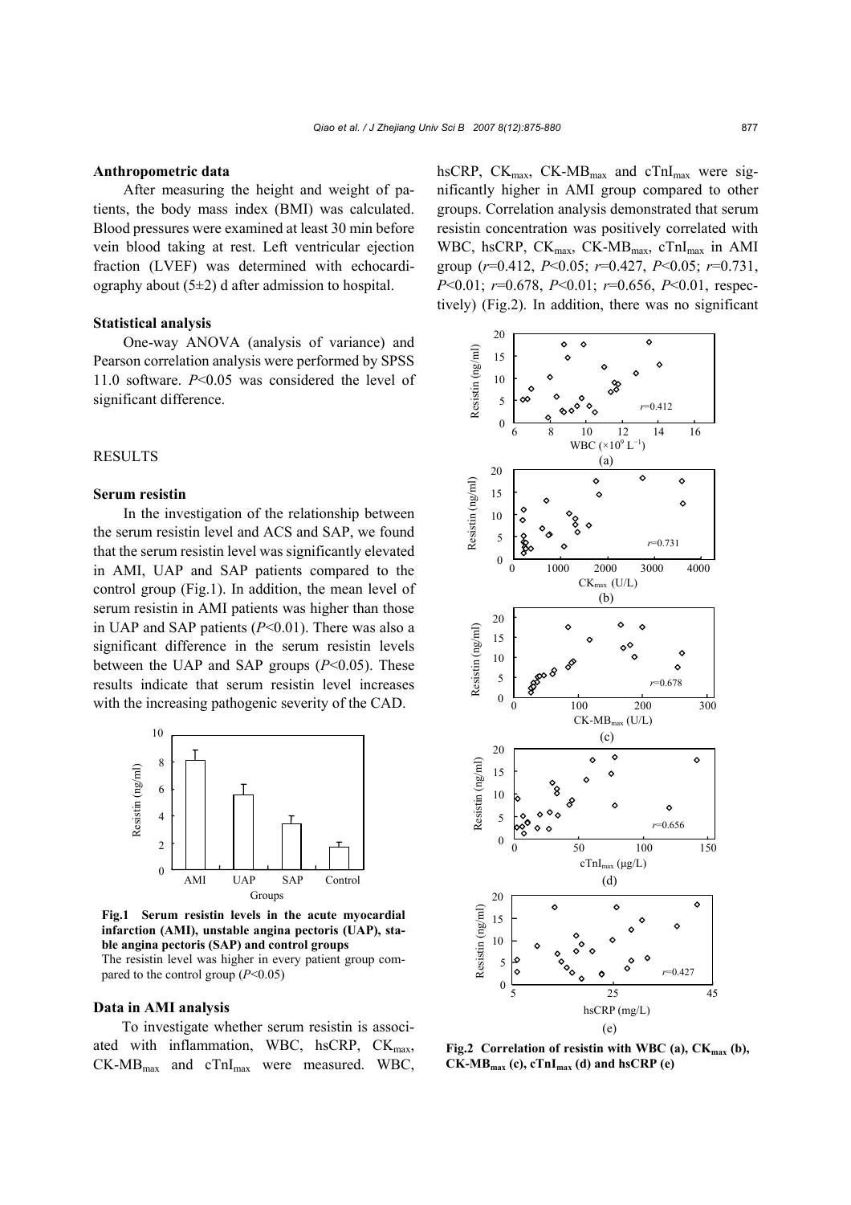**Anthropometric data**

After measuring the height and weight of patients, the body mass index (BMI) was calculated. Blood pressures were examined at least 30 min before vein blood taking at rest. Left ventricular ejection fraction (LVEF) was determined with echocardiography about (5±2) d after admission to hospital.

**Statistical analysis**

One-way ANOVA (analysis of variance) and Pearson correlation analysis were performed by SPSS 11.0 software. $P$<0.05 was considered the level of significant difference.

## RESULTS

**Serum resistin**

In the investigation of the relationship between the serum resistin level and ACS and SAP, we found that the serum resistin level was significantly elevated in AMI, UAP and SAP patients compared to the control group (Fig.1). In addition, the mean level of serum resistin in AMI patients was higher than those in UAP and SAP patients ($P$<0.01). There was also a significant difference in the serum resistin levels between the UAP and SAP groups ($P$<0.05). These results indicate that serum resistin level increases with the increasing pathogenic severity of the CAD.

**Fig.1 Serum resistin levels in the acute myocardial infarction (AMI), unstable angina pectoris (UAP), stable angina pectoris (SAP) and control groups**
The resistin level was higher in every patient group compared to the control group ($P$<0.05)

**Data in AMI analysis**

To investigate whether serum resistin is associated with inflammation, WBC, hsCRP, $CK_{max}$, $CK\text{-}MB_{max}$ and $cTnI_{max}$ were measured. WBC, hsCRP, $CK_{max}$, $CK\text{-}MB_{max}$ and $cTnI_{max}$ were significantly higher in AMI group compared to other groups. Correlation analysis demonstrated that serum resistin concentration was positively correlated with WBC, hsCRP, $CK_{max}$, $CK\text{-}MB_{max}$, $cTnI_{max}$ in AMI group ($r$=0.412, $P$<0.05; $r$=0.427, $P$<0.05; $r$=0.731, $P$<0.01; $r$=0.678, $P$<0.01; $r$=0.656, $P$<0.01, respectively) (Fig.2). In addition, there was no significant

**Fig.2 Correlation of resistin with WBC (a), $CK_{max}$ (b), $CK\text{-}MB_{max}$ (c), $cTnI_{max}$ (d) and hsCRP (e)**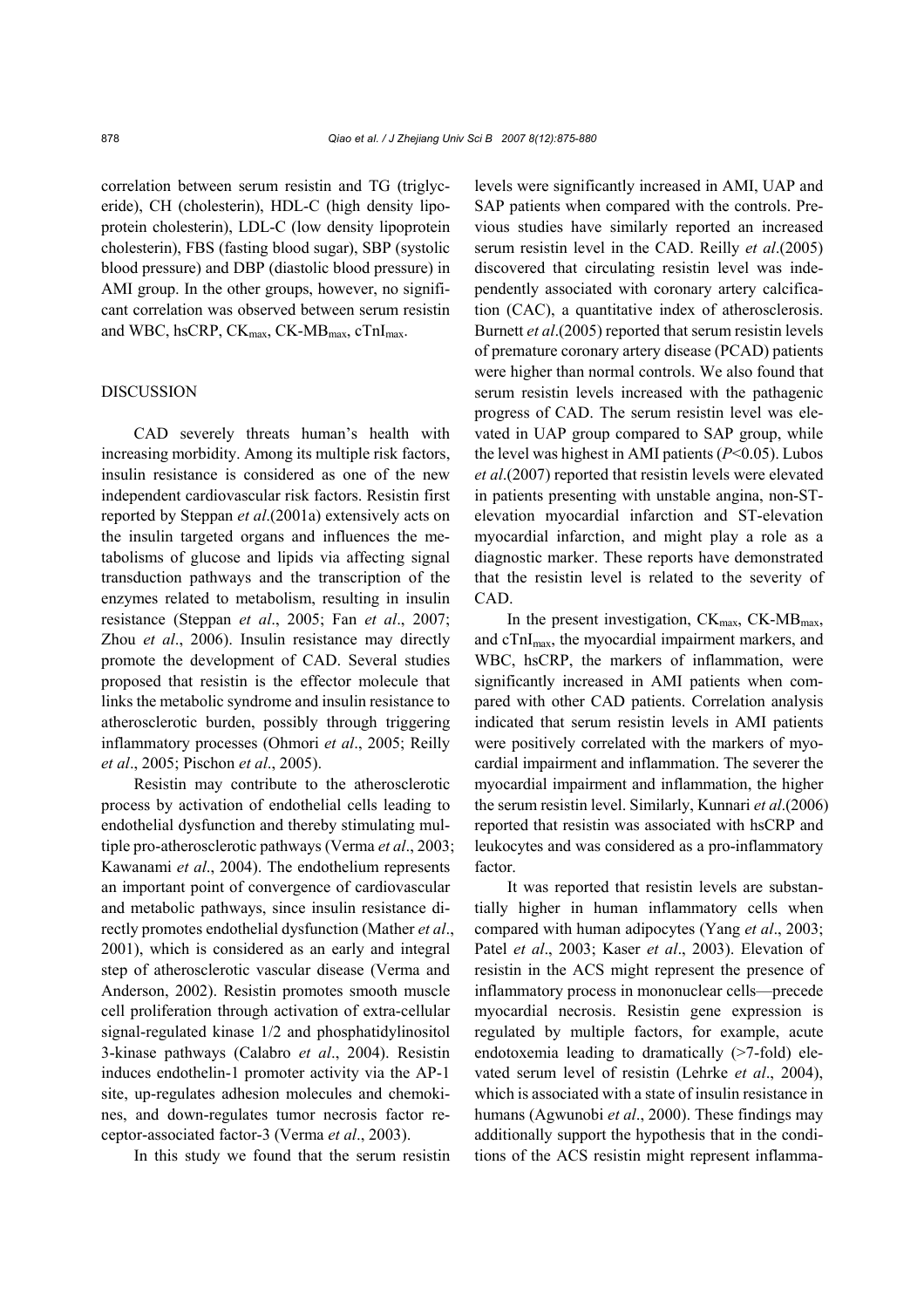correlation between serum resistin and TG (triglyceride), CH (cholesterin), HDL-C (high density lipoprotein cholesterin), LDL-C (low density lipoprotein cholesterin), FBS (fasting blood sugar), SBP (systolic blood pressure) and DBP (diastolic blood pressure) in AMI group. In the other groups, however, no significant correlation was observed between serum resistin and WBC, hsCRP, $CK_{max}$, CK-$MB_{max}$, $cTnI_{max}$.

## DISCUSSION

CAD severely threats human's health with increasing morbidity. Among its multiple risk factors, insulin resistance is considered as one of the new independent cardiovascular risk factors. Resistin first reported by Steppan *et al*.(2001a) extensively acts on the insulin targeted organs and influences the metabolisms of glucose and lipids via affecting signal transduction pathways and the transcription of the enzymes related to metabolism, resulting in insulin resistance (Steppan *et al*., 2005; Fan *et al*., 2007; Zhou *et al*., 2006). Insulin resistance may directly promote the development of CAD. Several studies proposed that resistin is the effector molecule that links the metabolic syndrome and insulin resistance to atherosclerotic burden, possibly through triggering inflammatory processes (Ohmori *et al*., 2005; Reilly *et al*., 2005; Pischon *et al*., 2005).

Resistin may contribute to the atherosclerotic process by activation of endothelial cells leading to endothelial dysfunction and thereby stimulating multiple pro-atherosclerotic pathways (Verma *et al*., 2003; Kawanami *et al*., 2004). The endothelium represents an important point of convergence of cardiovascular and metabolic pathways, since insulin resistance directly promotes endothelial dysfunction (Mather *et al*., 2001), which is considered as an early and integral step of atherosclerotic vascular disease (Verma and Anderson, 2002). Resistin promotes smooth muscle cell proliferation through activation of extra-cellular signal-regulated kinase 1/2 and phosphatidylinositol 3-kinase pathways (Calabro *et al*., 2004). Resistin induces endothelin-1 promoter activity via the AP-1 site, up-regulates adhesion molecules and chemokines, and down-regulates tumor necrosis factor receptor-associated factor-3 (Verma *et al*., 2003).

In this study we found that the serum resistin levels were significantly increased in AMI, UAP and SAP patients when compared with the controls. Previous studies have similarly reported an increased serum resistin level in the CAD. Reilly *et al*.(2005) discovered that circulating resistin level was independently associated with coronary artery calcification (CAC), a quantitative index of atherosclerosis. Burnett *et al*.(2005) reported that serum resistin levels of premature coronary artery disease (PCAD) patients were higher than normal controls. We also found that serum resistin levels increased with the pathagenic progress of CAD. The serum resistin level was elevated in UAP group compared to SAP group, while the level was highest in AMI patients ($P<0.05$). Lubos *et al*.(2007) reported that resistin levels were elevated in patients presenting with unstable angina, non-ST-elevation myocardial infarction and ST-elevation myocardial infarction, and might play a role as a diagnostic marker. These reports have demonstrated that the resistin level is related to the severity of CAD.

In the present investigation, $CK_{max}$, CK-$MB_{max}$, and $cTnI_{max}$, the myocardial impairment markers, and WBC, hsCRP, the markers of inflammation, were significantly increased in AMI patients when compared with other CAD patients. Correlation analysis indicated that serum resistin levels in AMI patients were positively correlated with the markers of myocardial impairment and inflammation. The severer the myocardial impairment and inflammation, the higher the serum resistin level. Similarly, Kunnari *et al*.(2006) reported that resistin was associated with hsCRP and leukocytes and was considered as a pro-inflammatory factor.

It was reported that resistin levels are substantially higher in human inflammatory cells when compared with human adipocytes (Yang *et al*., 2003; Patel *et al*., 2003; Kaser *et al*., 2003). Elevation of resistin in the ACS might represent the presence of inflammatory process in mononuclear cells—precede myocardial necrosis. Resistin gene expression is regulated by multiple factors, for example, acute endotoxemia leading to dramatically (>7-fold) elevated serum level of resistin (Lehrke *et al*., 2004), which is associated with a state of insulin resistance in humans (Agwunobi *et al*., 2000). These findings may additionally support the hypothesis that in the conditions of the ACS resistin might represent inflamma-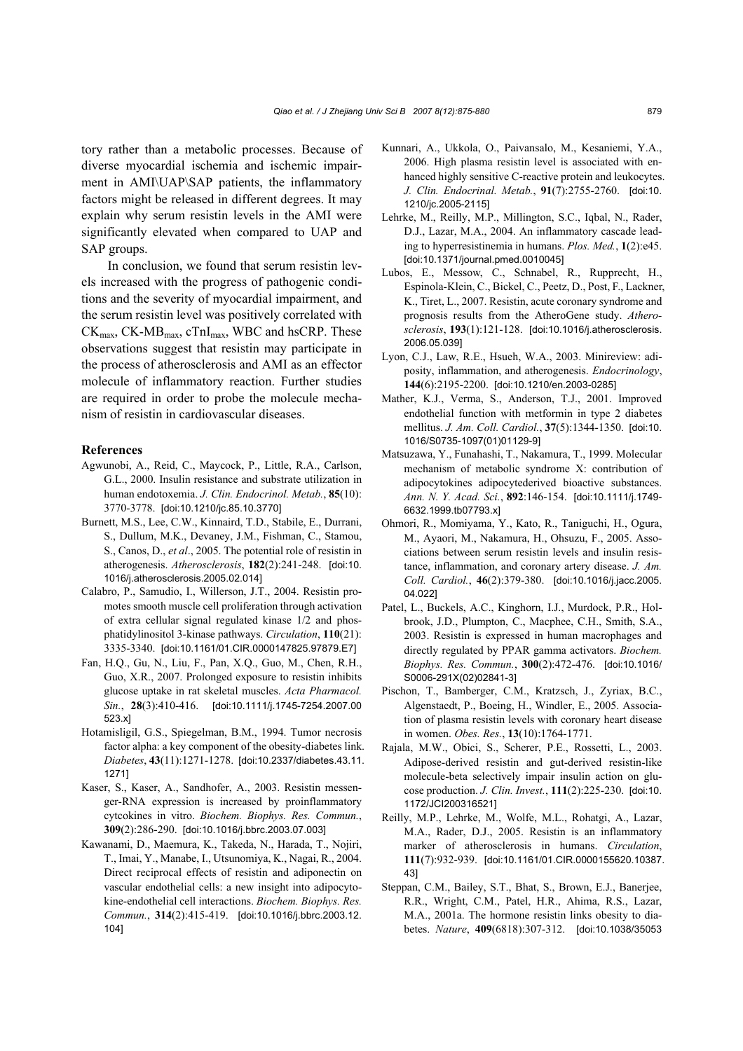tory rather than a metabolic processes. Because of diverse myocardial ischemia and ischemic impairment in AMI\UAP\SAP patients, the inflammatory factors might be released in different degrees. It may explain why serum resistin levels in the AMI were significantly elevated when compared to UAP and SAP groups.

In conclusion, we found that serum resistin levels increased with the progress of pathogenic conditions and the severity of myocardial impairment, and the serum resistin level was positively correlated with $CK_{max}$, $CK\text{-}MB_{max}$, $cTnI_{max}$, WBC and hsCRP. These observations suggest that resistin may participate in the process of atherosclerosis and AMI as an effector molecule of inflammatory reaction. Further studies are required in order to probe the molecule mechanism of resistin in cardiovascular diseases.

## References

Agwunobi, A., Reid, C., Maycock, P., Little, R.A., Carlson, G.L., 2000. Insulin resistance and substrate utilization in human endotoxemia. *J. Clin. Endocrinol. Metab.*, **85**(10): 3770-3778. [doi:10.1210/jc.85.10.3770]

Burnett, M.S., Lee, C.W., Kinnaird, T.D., Stabile, E., Durrani, S., Dullum, M.K., Devaney, J.M., Fishman, C., Stamou, S., Canos, D., *et al*., 2005. The potential role of resistin in atherogenesis. *Atherosclerosis*, **182**(2):241-248. [doi:10.1016/j.atherosclerosis.2005.02.014]

Calabro, P., Samudio, I., Willerson, J.T., 2004. Resistin promotes smooth muscle cell proliferation through activation of extra cellular signal regulated kinase 1/2 and phosphatidylinositol 3-kinase pathways. *Circulation*, **110**(21): 3335-3340. [doi:10.1161/01.CIR.0000147825.97879.E7]

Fan, H.Q., Gu, N., Liu, F., Pan, X.Q., Guo, M., Chen, R.H., Guo, X.R., 2007. Prolonged exposure to resistin inhibits glucose uptake in rat skeletal muscles. *Acta Pharmacol. Sin.*, **28**(3):410-416. [doi:10.1111/j.1745-7254.2007.00523.x]

Hotamisligil, G.S., Spiegelman, B.M., 1994. Tumor necrosis factor alpha: a key component of the obesity-diabetes link. *Diabetes*, **43**(11):1271-1278. [doi:10.2337/diabetes.43.11.1271]

Kaser, S., Kaser, A., Sandhofer, A., 2003. Resistin messenger-RNA expression is increased by proinflammatory cytcokines in vitro. *Biochem. Biophys. Res. Commun.*, **309**(2):286-290. [doi:10.1016/j.bbrc.2003.07.003]

Kawanami, D., Maemura, K., Takeda, N., Harada, T., Nojiri, T., Imai, Y., Manabe, I., Utsunomiya, K., Nagai, R., 2004. Direct reciprocal effects of resistin and adiponectin on vascular endothelial cells: a new insight into adipocytokine-endothelial cell interactions. *Biochem. Biophys. Res. Commun.*, **314**(2):415-419. [doi:10.1016/j.bbrc.2003.12.104]

Kunnari, A., Ukkola, O., Paivansalo, M., Kesaniemi, Y.A., 2006. High plasma resistin level is associated with enhanced highly sensitive C-reactive protein and leukocytes. *J. Clin. Endocrinal. Metab.*, **91**(7):2755-2760. [doi:10.1210/jc.2005-2115]

Lehrke, M., Reilly, M.P., Millington, S.C., Iqbal, N., Rader, D.J., Lazar, M.A., 2004. An inflammatory cascade leading to hyperresistinemia in humans. *Plos. Med.*, **1**(2):e45. [doi:10.1371/journal.pmed.0010045]

Lubos, E., Messow, C., Schnabel, R., Rupprecht, H., Espinola-Klein, C., Bickel, C., Peetz, D., Post, F., Lackner, K., Tiret, L., 2007. Resistin, acute coronary syndrome and prognosis results from the AtheroGene study. *Atherosclerosis*, **193**(1):121-128. [doi:10.1016/j.atherosclerosis.2006.05.039]

Lyon, C.J., Law, R.E., Hsueh, W.A., 2003. Minireview: adiposity, inflammation, and atherogenesis. *Endocrinology*, **144**(6):2195-2200. [doi:10.1210/en.2003-0285]

Mather, K.J., Verma, S., Anderson, T.J., 2001. Improved endothelial function with metformin in type 2 diabetes mellitus. *J. Am. Coll. Cardiol.*, **37**(5):1344-1350. [doi:10.1016/S0735-1097(01)01129-9]

Matsuzawa, Y., Funahashi, T., Nakamura, T., 1999. Molecular mechanism of metabolic syndrome X: contribution of adipocytokines adipocytederived bioactive substances. *Ann. N. Y. Acad. Sci.*, **892**:146-154. [doi:10.1111/j.1749-6632.1999.tb07793.x]

Ohmori, R., Momiyama, Y., Kato, R., Taniguchi, H., Ogura, M., Ayaori, M., Nakamura, H., Ohsuzu, F., 2005. Associations between serum resistin levels and insulin resistance, inflammation, and coronary artery disease. *J. Am. Coll. Cardiol.*, **46**(2):379-380. [doi:10.1016/j.jacc.2005.04.022]

Patel, L., Buckels, A.C., Kinghorn, I.J., Murdock, P.R., Holbrook, J.D., Plumpton, C., Macphee, C.H., Smith, S.A., 2003. Resistin is expressed in human macrophages and directly regulated by PPAR gamma activators. *Biochem. Biophys. Res. Commun.*, **300**(2):472-476. [doi:10.1016/S0006-291X(02)02841-3]

Pischon, T., Bamberger, C.M., Kratzsch, J., Zyriax, B.C., Algenstaedt, P., Boeing, H., Windler, E., 2005. Association of plasma resistin levels with coronary heart disease in women. *Obes. Res.*, **13**(10):1764-1771.

Rajala, M.W., Obici, S., Scherer, P.E., Rossetti, L., 2003. Adipose-derived resistin and gut-derived resistin-like molecule-beta selectively impair insulin action on glucose production. *J. Clin. Invest.*, **111**(2):225-230. [doi:10.1172/JCI200316521]

Reilly, M.P., Lehrke, M., Wolfe, M.L., Rohatgi, A., Lazar, M.A., Rader, D.J., 2005. Resistin is an inflammatory marker of atherosclerosis in humans. *Circulation*, **111**(7):932-939. [doi:10.1161/01.CIR.0000155620.10387.43]

Steppan, C.M., Bailey, S.T., Bhat, S., Brown, E.J., Banerjee, R.R., Wright, C.M., Patel, H.R., Ahima, R.S., Lazar, M.A., 2001a. The hormone resistin links obesity to diabetes. *Nature*, **409**(6818):307-312. [doi:10.1038/35053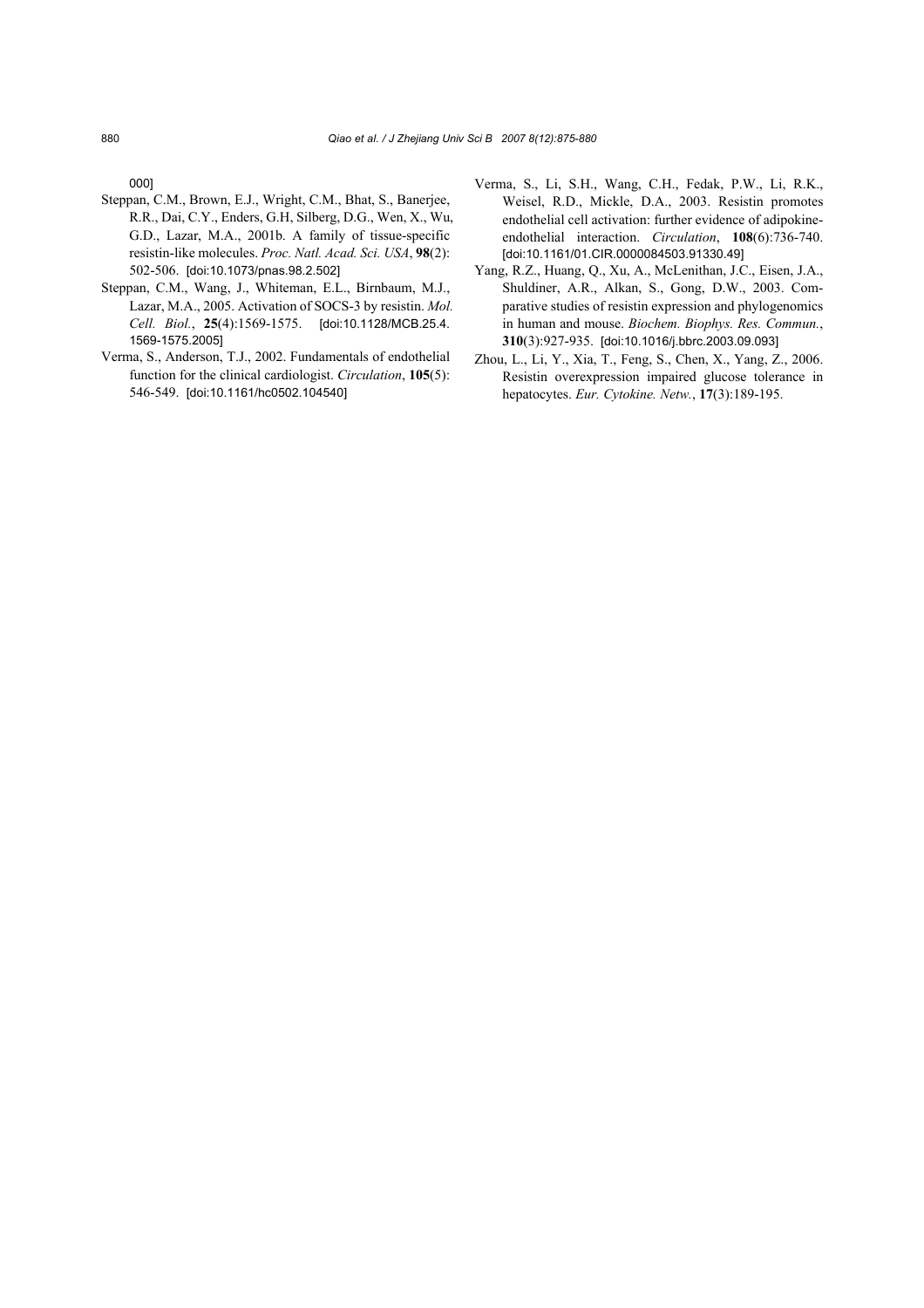000]

Steppan, C.M., Brown, E.J., Wright, C.M., Bhat, S., Banerjee, R.R., Dai, C.Y., Enders, G.H, Silberg, D.G., Wen, X., Wu, G.D., Lazar, M.A., 2001b. A family of tissue-specific resistin-like molecules. *Proc. Natl. Acad. Sci. USA*, **98**(2): 502-506. [doi:10.1073/pnas.98.2.502]

Steppan, C.M., Wang, J., Whiteman, E.L., Birnbaum, M.J., Lazar, M.A., 2005. Activation of SOCS-3 by resistin. *Mol. Cell. Biol.*, **25**(4):1569-1575. [doi:10.1128/MCB.25.4.1569-1575.2005]

Verma, S., Anderson, T.J., 2002. Fundamentals of endothelial function for the clinical cardiologist. *Circulation*, **105**(5): 546-549. [doi:10.1161/hc0502.104540]

Verma, S., Li, S.H., Wang, C.H., Fedak, P.W., Li, R.K., Weisel, R.D., Mickle, D.A., 2003. Resistin promotes endothelial cell activation: further evidence of adipokine-endothelial interaction. *Circulation*, **108**(6):736-740. [doi:10.1161/01.CIR.0000084503.91330.49]

Yang, R.Z., Huang, Q., Xu, A., McLenithan, J.C., Eisen, J.A., Shuldiner, A.R., Alkan, S., Gong, D.W., 2003. Comparative studies of resistin expression and phylogenomics in human and mouse. *Biochem. Biophys. Res. Commun.*, **310**(3):927-935. [doi:10.1016/j.bbrc.2003.09.093]

Zhou, L., Li, Y., Xia, T., Feng, S., Chen, X., Yang, Z., 2006. Resistin overexpression impaired glucose tolerance in hepatocytes. *Eur. Cytokine. Netw.*, **17**(3):189-195.